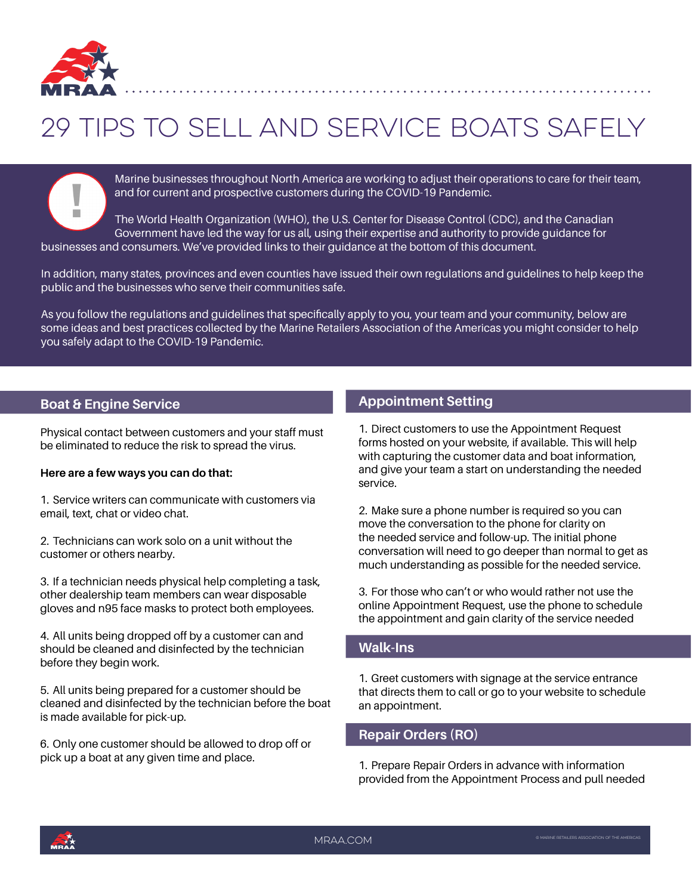# 29 TIPS TO SELL AND SERVICE BOATS SAFELY

Marine businesses throughout North America are working to adjust their operations to care for their team, and for current and prospective customers during the COVID-19 Pandemic.

The World Health Organization (WHO), the U.S. Center for Disease Control (CDC), and the Canadian Government have led the way for us all, using their expertise and authority to provide guidance for businesses and consumers. We've provided links to their guidance at the bottom of this document.

In addition, many states, provinces and even counties have issued their own regulations and guidelines to help keep the public and the businesses who serve their communities safe.

As you follow the regulations and guidelines that specifically apply to you, your team and your community, below are some ideas and best practices collected by the Marine Retailers Association of the Americas you might consider to help you safely adapt to the COVID-19 Pandemic.

## Boat & Engine Service

Physical contact between customers and your staff must be eliminated to reduce the risk to spread the virus.

**Here are a few ways you can do that:**

1. Service writers can communicate with customers via email, text, chat or video chat.

2. Technicians can work solo on a unit without the customer or others nearby.

3. If a technician needs physical help completing a task, other dealership team members can wear disposable gloves and n95 face masks to protect both employees.

4. All units being dropped off by a customer can and should be cleaned and disinfected by the technician before they begin work.

5. All units being prepared for a customer should be cleaned and disinfected by the technician before the boat is made available for pick-up.

6. Only one customer should be allowed to drop off or pick up a boat at any given time and place.

## Appointment Setting

1. Direct customers to use the Appointment Request forms hosted on your website, if available. This will help with capturing the customer data and boat information, and give your team a start on understanding the needed service.

2. Make sure a phone number is required so you can move the conversation to the phone for clarity on the needed service and follow-up. The initial phone conversation will need to go deeper than normal to get as much understanding as possible for the needed service.

3. For those who can't or who would rather not use the online Appointment Request, use the phone to schedule the appointment and gain clarity of the service needed

## Walk-Ins

1. Greet customers with signage at the service entrance that directs them to call or go to your website to schedule an appointment.

## Repair Orders (RO)

1. Prepare Repair Orders in advance with information provided from the Appointment Process and pull needed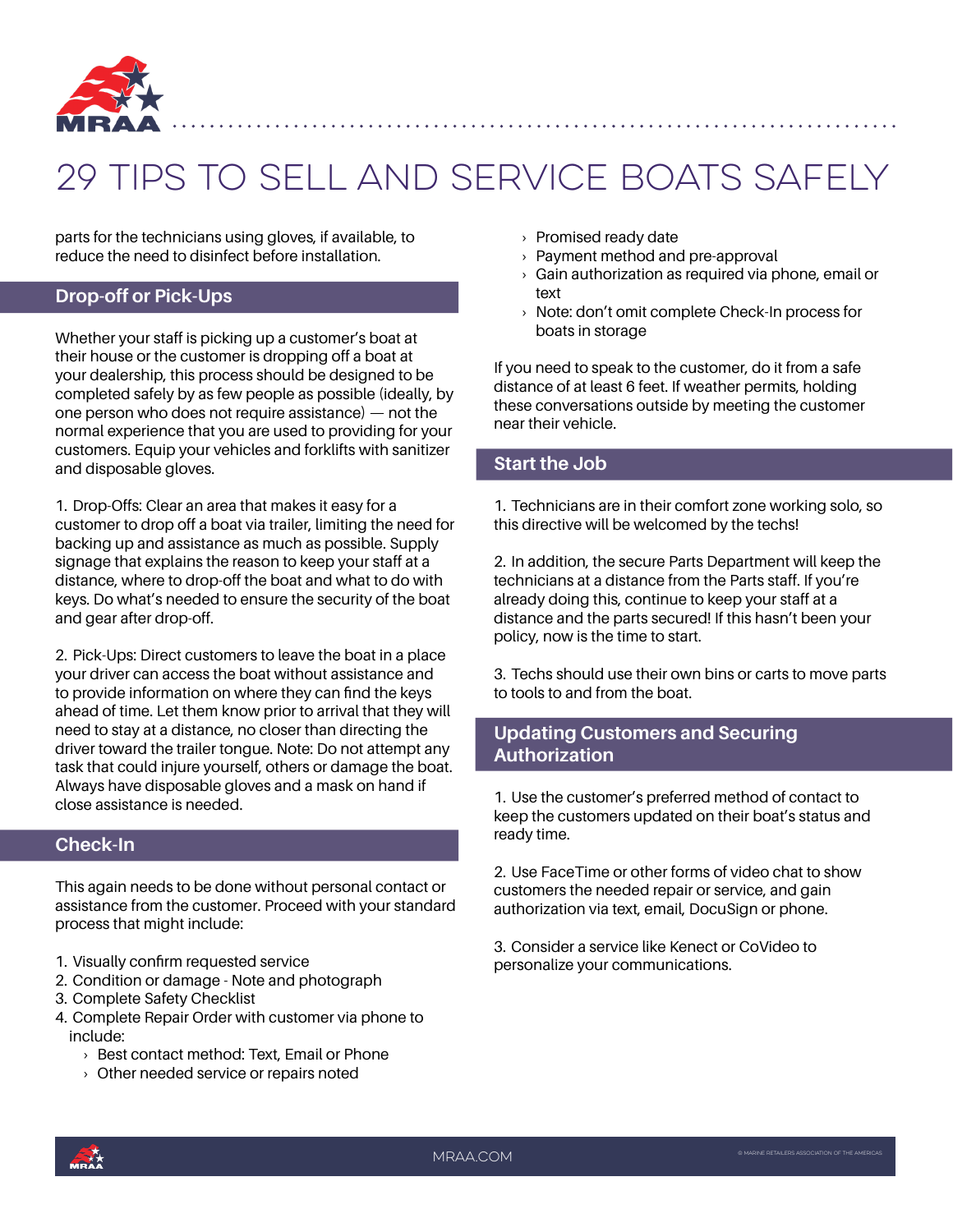# 29 TIPS TO SELL AND SERVICE BOATS SAFELY

parts for the technicians using gloves, if available, to reduce the need to disinfect before installation.

## Drop-off or Pick-Ups

Whether your staff is picking up a customer's boat at their house or the customer is dropping off a boat at your dealership, this process should be designed to be completed safely by as few people as possible (ideally, by one person who does not require assistance) — not the normal experience that you are used to providing for your customers. Equip your vehicles and forklifts with sanitizer and disposable gloves.

1. Drop-Offs: Clear an area that makes it easy for a customer to drop off a boat via trailer, limiting the need for backing up and assistance as much as possible. Supply signage that explains the reason to keep your staff at a distance, where to drop-off the boat and what to do with keys. Do what's needed to ensure the security of the boat and gear after drop-off.

2. Pick-Ups: Direct customers to leave the boat in a place your driver can access the boat without assistance and to provide information on where they can find the keys ahead of time. Let them know prior to arrival that they will need to stay at a distance, no closer than directing the driver toward the trailer tongue. Note: Do not attempt any task that could injure yourself, others or damage the boat. Always have disposable gloves and a mask on hand if close assistance is needed.

## Check-In

This again needs to be done without personal contact or assistance from the customer. Proceed with your standard process that might include:

1. Visually confirm requested service
2. Condition or damage - Note and photograph
3. Complete Safety Checklist
4. Complete Repair Order with customer via phone to include:
   - Best contact method: Text, Email or Phone
   - Other needed service or repairs noted
   - Promised ready date
   - Payment method and pre-approval
   - Gain authorization as required via phone, email or text
   - Note: don't omit complete Check-In process for boats in storage

If you need to speak to the customer, do it from a safe distance of at least 6 feet. If weather permits, holding these conversations outside by meeting the customer near their vehicle.

## Start the Job

1. Technicians are in their comfort zone working solo, so this directive will be welcomed by the techs!

2. In addition, the secure Parts Department will keep the technicians at a distance from the Parts staff. If you're already doing this, continue to keep your staff at a distance and the parts secured! If this hasn't been your policy, now is the time to start.

3. Techs should use their own bins or carts to move parts to tools to and from the boat.

## Updating Customers and Securing Authorization

1. Use the customer's preferred method of contact to keep the customers updated on their boat's status and ready time.

2. Use FaceTime or other forms of video chat to show customers the needed repair or service, and gain authorization via text, email, DocuSign or phone.

3. Consider a service like Kenect or CoVideo to personalize your communications.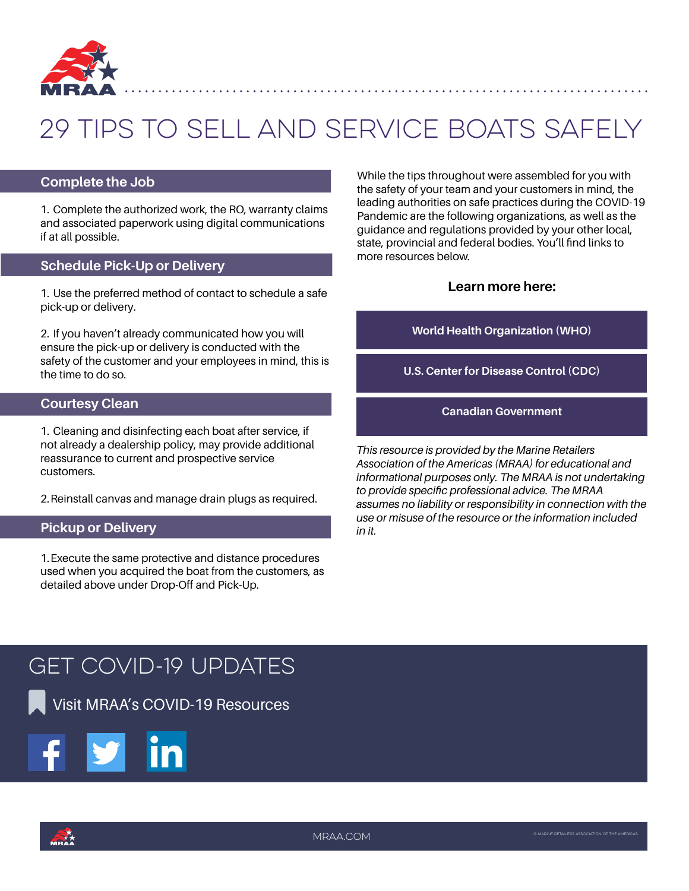# 29 TIPS TO SELL AND SERVICE BOATS SAFELY

## Complete the Job

1. Complete the authorized work, the RO, warranty claims and associated paperwork using digital communications if at all possible.

## Schedule Pick-Up or Delivery

1. Use the preferred method of contact to schedule a safe pick-up or delivery.

2. If you haven't already communicated how you will ensure the pick-up or delivery is conducted with the safety of the customer and your employees in mind, this is the time to do so.

## Courtesy Clean

1. Cleaning and disinfecting each boat after service, if not already a dealership policy, may provide additional reassurance to current and prospective service customers.

2. Reinstall canvas and manage drain plugs as required.

## Pickup or Delivery

1. Execute the same protective and distance procedures used when you acquired the boat from the customers, as detailed above under Drop-Off and Pick-Up.

While the tips throughout were assembled for you with the safety of your team and your customers in mind, the leading authorities on safe practices during the COVID-19 Pandemic are the following organizations, as well as the guidance and regulations provided by your other local, state, provincial and federal bodies. You'll find links to more resources below.

**Learn more here:**

- World Health Organization (WHO)
- U.S. Center for Disease Control (CDC)
- Canadian Government

*This resource is provided by the Marine Retailers Association of the Americas (MRAA) for educational and informational purposes only. The MRAA is not undertaking to provide specific professional advice. The MRAA assumes no liability or responsibility in connection with the use or misuse of the resource or the information included in it.*

## GET COVID-19 UPDATES

Visit MRAA's COVID-19 Resources

MRAA.COM

© MARINE RETAILERS ASSOCIATION OF THE AMERICAS